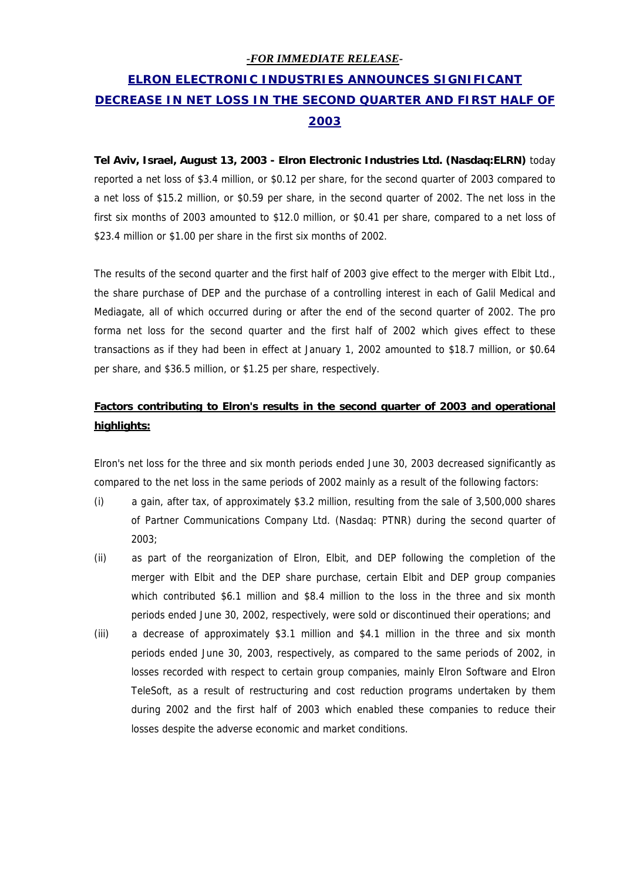*-FOR IMMEDIATE RELEASE-*

# ELRON ELECTRONIC INDUSTRIES ANNOUNCES SIGNIFICANT DECREASE IN NET LOSS IN THE SECOND QUARTER AND FIRST HALF OF 2003

**Tel Aviv, Israel, August 13, 2003 - Elron Electronic Industries Ltd. (Nasdaq:ELRN)** today reported a net loss of $3.4 million, or $0.12 per share, for the second quarter of 2003 compared to a net loss of $15.2 million, or $0.59 per share, in the second quarter of 2002. The net loss in the first six months of 2003 amounted to $12.0 million, or $0.41 per share, compared to a net loss of $23.4 million or $1.00 per share in the first six months of 2002.

The results of the second quarter and the first half of 2003 give effect to the merger with Elbit Ltd., the share purchase of DEP and the purchase of a controlling interest in each of Galil Medical and Mediagate, all of which occurred during or after the end of the second quarter of 2002. The pro forma net loss for the second quarter and the first half of 2002 which gives effect to these transactions as if they had been in effect at January 1, 2002 amounted to $18.7 million, or $0.64 per share, and $36.5 million, or $1.25 per share, respectively.

## Factors contributing to Elron's results in the second quarter of 2003 and operational highlights:

Elron's net loss for the three and six month periods ended June 30, 2003 decreased significantly as compared to the net loss in the same periods of 2002 mainly as a result of the following factors:

(i) a gain, after tax, of approximately $3.2 million, resulting from the sale of 3,500,000 shares of Partner Communications Company Ltd. (Nasdaq: PTNR) during the second quarter of 2003;

(ii) as part of the reorganization of Elron, Elbit, and DEP following the completion of the merger with Elbit and the DEP share purchase, certain Elbit and DEP group companies which contributed $6.1 million and $8.4 million to the loss in the three and six month periods ended June 30, 2002, respectively, were sold or discontinued their operations; and

(iii) a decrease of approximately $3.1 million and $4.1 million in the three and six month periods ended June 30, 2003, respectively, as compared to the same periods of 2002, in losses recorded with respect to certain group companies, mainly Elron Software and Elron TeleSoft, as a result of restructuring and cost reduction programs undertaken by them during 2002 and the first half of 2003 which enabled these companies to reduce their losses despite the adverse economic and market conditions.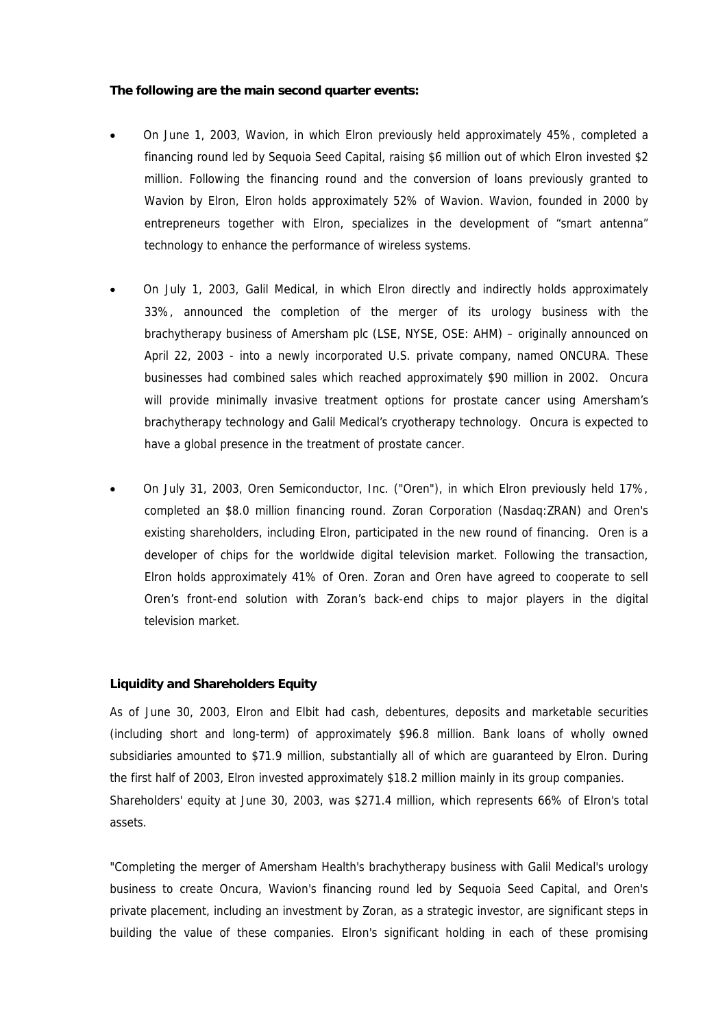**The following are the main second quarter events:**

- On June 1, 2003, Wavion, in which Elron previously held approximately 45%, completed a financing round led by Sequoia Seed Capital, raising $6 million out of which Elron invested $2 million. Following the financing round and the conversion of loans previously granted to Wavion by Elron, Elron holds approximately 52% of Wavion. Wavion, founded in 2000 by entrepreneurs together with Elron, specializes in the development of "smart antenna" technology to enhance the performance of wireless systems.

- On July 1, 2003, Galil Medical, in which Elron directly and indirectly holds approximately 33%, announced the completion of the merger of its urology business with the brachytherapy business of Amersham plc (LSE, NYSE, OSE: AHM) – originally announced on April 22, 2003 - into a newly incorporated U.S. private company, named ONCURA. These businesses had combined sales which reached approximately $90 million in 2002. Oncura will provide minimally invasive treatment options for prostate cancer using Amersham's brachytherapy technology and Galil Medical's cryotherapy technology. Oncura is expected to have a global presence in the treatment of prostate cancer.

- On July 31, 2003, Oren Semiconductor, Inc. ("Oren"), in which Elron previously held 17%, completed an $8.0 million financing round. Zoran Corporation (Nasdaq:ZRAN) and Oren's existing shareholders, including Elron, participated in the new round of financing. Oren is a developer of chips for the worldwide digital television market. Following the transaction, Elron holds approximately 41% of Oren. Zoran and Oren have agreed to cooperate to sell Oren's front-end solution with Zoran's back-end chips to major players in the digital television market.

**Liquidity and Shareholders Equity**

As of June 30, 2003, Elron and Elbit had cash, debentures, deposits and marketable securities (including short and long-term) of approximately $96.8 million. Bank loans of wholly owned subsidiaries amounted to $71.9 million, substantially all of which are guaranteed by Elron. During the first half of 2003, Elron invested approximately $18.2 million mainly in its group companies.
Shareholders' equity at June 30, 2003, was $271.4 million, which represents 66% of Elron's total assets.

"Completing the merger of Amersham Health's brachytherapy business with Galil Medical's urology business to create Oncura, Wavion's financing round led by Sequoia Seed Capital, and Oren's private placement, including an investment by Zoran, as a strategic investor, are significant steps in building the value of these companies. Elron's significant holding in each of these promising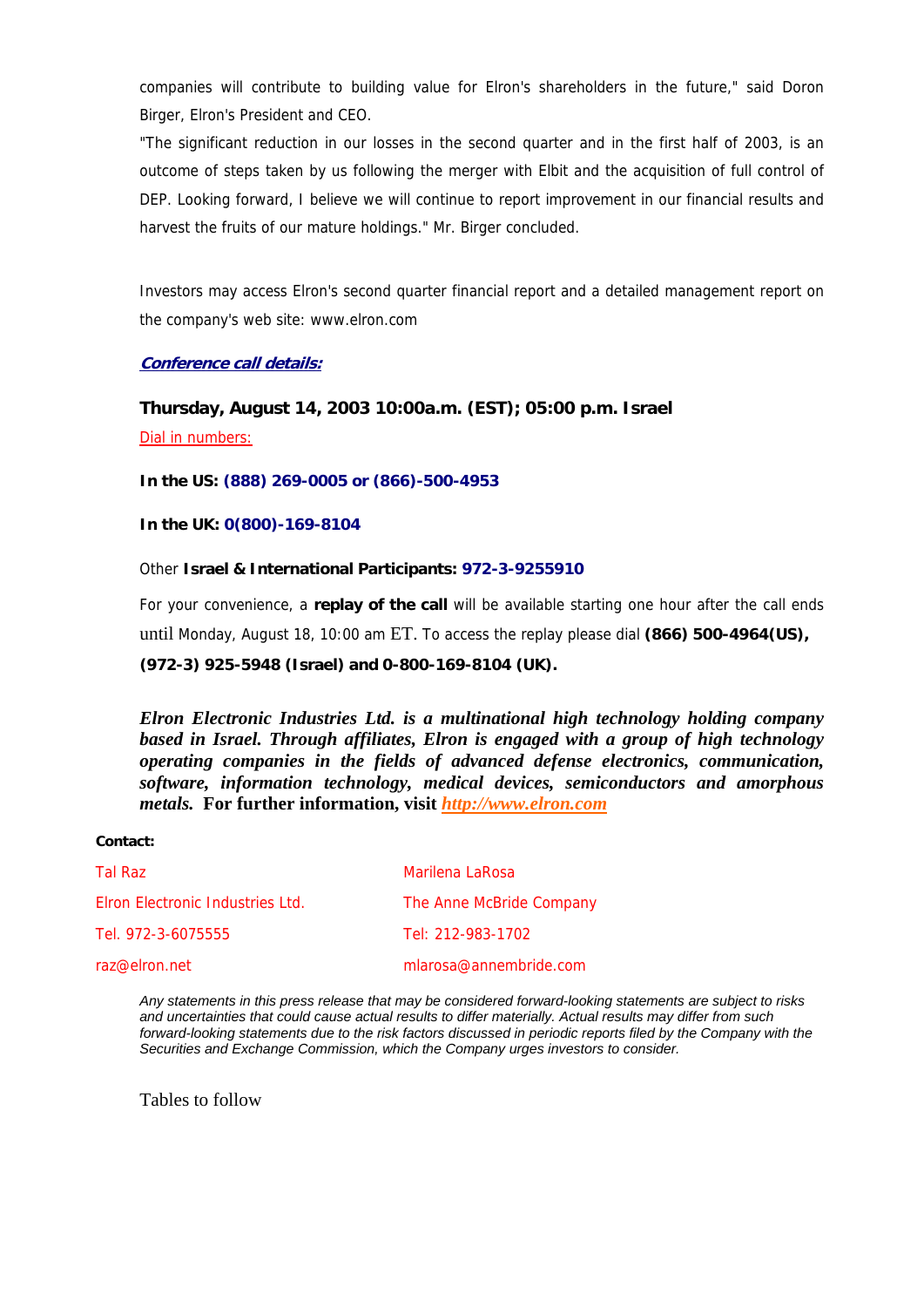companies will contribute to building value for Elron's shareholders in the future," said Doron Birger, Elron's President and CEO.

"The significant reduction in our losses in the second quarter and in the first half of 2003, is an outcome of steps taken by us following the merger with Elbit and the acquisition of full control of DEP. Looking forward, I believe we will continue to report improvement in our financial results and harvest the fruits of our mature holdings." Mr. Birger concluded.

Investors may access Elron's second quarter financial report and a detailed management report on the company's web site: www.elron.com

***Conference call details:***

**Thursday, August 14, 2003 10:00a.m. (EST); 05:00 p.m. Israel**

Dial in numbers:

**In the US: (888) 269-0005 or (866)-500-4953**

**In the UK: 0(800)-169-8104**

Other **Israel & International Participants: 972-3-9255910**

For your convenience, a **replay of the call** will be available starting one hour after the call ends until Monday, August 18, 10:00 am ET. To access the replay please dial **(866) 500-4964(US), (972-3) 925-5948 (Israel) and 0-800-169-8104 (UK).**

***Elron Electronic Industries Ltd. is a multinational high technology holding company based in Israel. Through affiliates, Elron is engaged with a group of high technology operating companies in the fields of advanced defense electronics, communication, software, information technology, medical devices, semiconductors and amorphous metals.*** **For further information, visit *http://www.elron.com***

**Contact:**

| | |
|---|---|
| Tal Raz | Marilena LaRosa |
| Elron Electronic Industries Ltd. | The Anne McBride Company |
| Tel. 972-3-6075555 | Tel: 212-983-1702 |
| raz@elron.net | mlarosa@annembride.com |

*Any statements in this press release that may be considered forward-looking statements are subject to risks and uncertainties that could cause actual results to differ materially. Actual results may differ from such forward-looking statements due to the risk factors discussed in periodic reports filed by the Company with the Securities and Exchange Commission, which the Company urges investors to consider.*

Tables to follow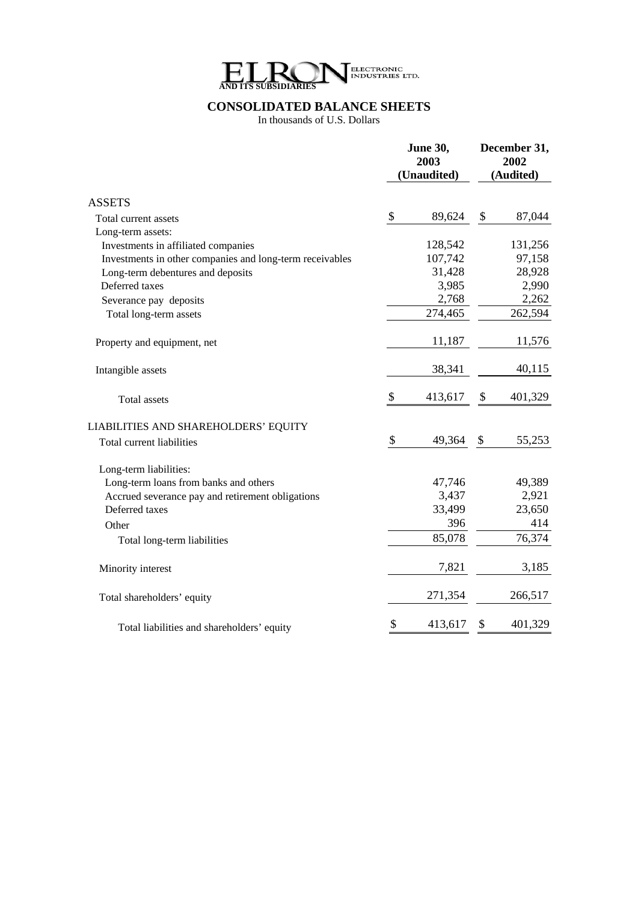**ELRON** ELECTRONIC INDUSTRIES LTD.
**AND ITS SUBSIDIARIES**

## CONSOLIDATED BALANCE SHEETS

In thousands of U.S. Dollars

| | June 30, 2003 (Unaudited) | December 31, 2002 (Audited) |
|---|---|---|
| ASSETS | | |
| Total current assets | $ 89,624 | $ 87,044 |
| Long-term assets: | | |
| Investments in affiliated companies | 128,542 | 131,256 |
| Investments in other companies and long-term receivables | 107,742 | 97,158 |
| Long-term debentures and deposits | 31,428 | 28,928 |
| Deferred taxes | 3,985 | 2,990 |
| Severance pay deposits | 2,768 | 2,262 |
| Total long-term assets | 274,465 | 262,594 |
| Property and equipment, net | 11,187 | 11,576 |
| Intangible assets | 38,341 | 40,115 |
| Total assets | $ 413,617 | $ 401,329 |
| LIABILITIES AND SHAREHOLDERS' EQUITY | | |
| Total current liabilities | $ 49,364 | $ 55,253 |
| Long-term liabilities: | | |
| Long-term loans from banks and others | 47,746 | 49,389 |
| Accrued severance pay and retirement obligations | 3,437 | 2,921 |
| Deferred taxes | 33,499 | 23,650 |
| Other | 396 | 414 |
| Total long-term liabilities | 85,078 | 76,374 |
| Minority interest | 7,821 | 3,185 |
| Total shareholders' equity | 271,354 | 266,517 |
| Total liabilities and shareholders' equity | $ 413,617 | $ 401,329 |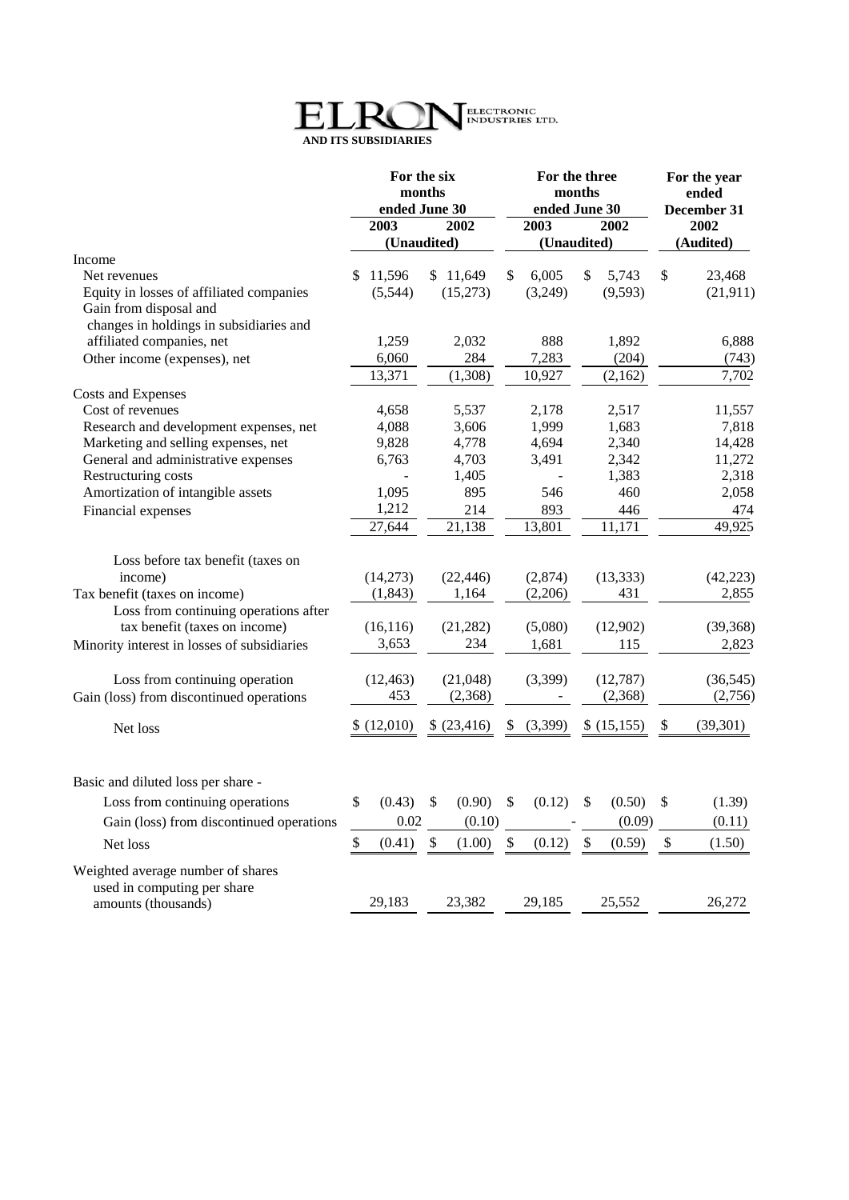# ELRON ELECTRONIC INDUSTRIES LTD.

**AND ITS SUBSIDIARIES**

| | For the six months ended June 30 | | For the three months ended June 30 | | For the year ended December 31 |
|---|---|---|---|---|---|
| | 2003 | 2002 | 2003 | 2002 | 2002 |
| | (Unaudited) | | (Unaudited) | | (Audited) |
| Income | | | | | |
| Net revenues | $ 11,596 | $ 11,649 | $ 6,005 | $ 5,743 | $ 23,468 |
| Equity in losses of affiliated companies | (5,544) | (15,273) | (3,249) | (9,593) | (21,911) |
| Gain from disposal and changes in holdings in subsidiaries and affiliated companies, net | 1,259 | 2,032 | 888 | 1,892 | 6,888 |
| Other income (expenses), net | 6,060 | 284 | 7,283 | (204) | (743) |
| | 13,371 | (1,308) | 10,927 | (2,162) | 7,702 |
| Costs and Expenses | | | | | |
| Cost of revenues | 4,658 | 5,537 | 2,178 | 2,517 | 11,557 |
| Research and development expenses, net | 4,088 | 3,606 | 1,999 | 1,683 | 7,818 |
| Marketing and selling expenses, net | 9,828 | 4,778 | 4,694 | 2,340 | 14,428 |
| General and administrative expenses | 6,763 | 4,703 | 3,491 | 2,342 | 11,272 |
| Restructuring costs | - | 1,405 | - | 1,383 | 2,318 |
| Amortization of intangible assets | 1,095 | 895 | 546 | 460 | 2,058 |
| Financial expenses | 1,212 | 214 | 893 | 446 | 474 |
| | 27,644 | 21,138 | 13,801 | 11,171 | 49,925 |
| Loss before tax benefit (taxes on income) | (14,273) | (22,446) | (2,874) | (13,333) | (42,223) |
| Tax benefit (taxes on income) | (1,843) | 1,164 | (2,206) | 431 | 2,855 |
| Loss from continuing operations after tax benefit (taxes on income) | (16,116) | (21,282) | (5,080) | (12,902) | (39,368) |
| Minority interest in losses of subsidiaries | 3,653 | 234 | 1,681 | 115 | 2,823 |
| Loss from continuing operation | (12,463) | (21,048) | (3,399) | (12,787) | (36,545) |
| Gain (loss) from discontinued operations | 453 | (2,368) | - | (2,368) | (2,756) |
| Net loss | $ (12,010) | $ (23,416) | $ (3,399) | $ (15,155) | $ (39,301) |
| Basic and diluted loss per share - | | | | | |
| Loss from continuing operations | $ (0.43) | $ (0.90) | $ (0.12) | $ (0.50) | $ (1.39) |
| Gain (loss) from discontinued operations | 0.02 | (0.10) | - | (0.09) | (0.11) |
| Net loss | $ (0.41) | $ (1.00) | $ (0.12) | $ (0.59) | $ (1.50) |
| Weighted average number of shares used in computing per share amounts (thousands) | 29,183 | 23,382 | 29,185 | 25,552 | 26,272 |